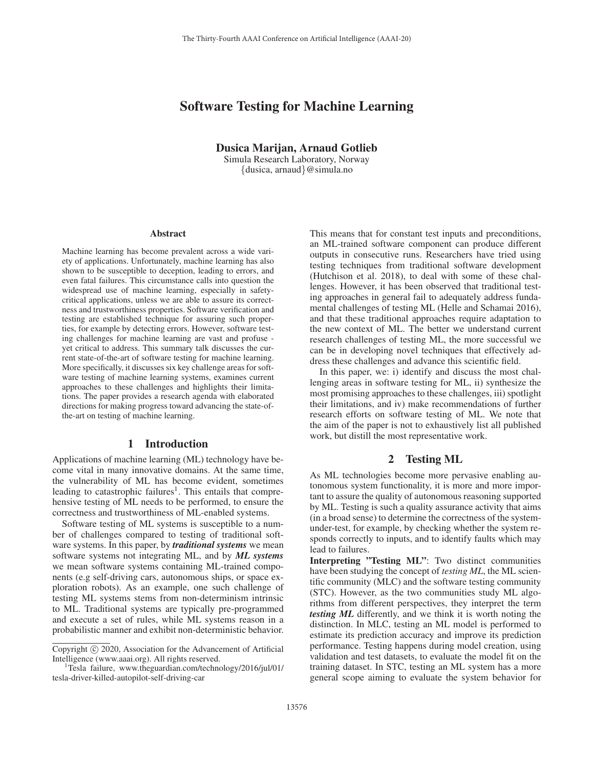# Software Testing for Machine Learning

**Dusica Marijan, Arnaud Gotlieb**
Simula Research Laboratory, Norway
{dusica, arnaud}@simula.no

## Abstract

Machine learning has become prevalent across a wide variety of applications. Unfortunately, machine learning has also shown to be susceptible to deception, leading to errors, and even fatal failures. This circumstance calls into question the widespread use of machine learning, especially in safety-critical applications, unless we are able to assure its correctness and trustworthiness properties. Software verification and testing are established technique for assuring such properties, for example by detecting errors. However, software testing challenges for machine learning are vast and profuse - yet critical to address. This summary talk discusses the current state-of-the-art of software testing for machine learning. More specifically, it discusses six key challenge areas for software testing of machine learning systems, examines current approaches to these challenges and highlights their limitations. The paper provides a research agenda with elaborated directions for making progress toward advancing the state-of-the-art on testing of machine learning.

## 1 Introduction

Applications of machine learning (ML) technology have become vital in many innovative domains. At the same time, the vulnerability of ML has become evident, sometimes leading to catastrophic failures[1]. This entails that comprehensive testing of ML needs to be performed, to ensure the correctness and trustworthiness of ML-enabled systems.

Software testing of ML systems is susceptible to a number of challenges compared to testing of traditional software systems. In this paper, by ***traditional systems*** we mean software systems not integrating ML, and by ***ML systems*** we mean software systems containing ML-trained components (e.g self-driving cars, autonomous ships, or space exploration robots). As an example, one such challenge of testing ML systems stems from non-determinism intrinsic to ML. Traditional systems are typically pre-programmed and execute a set of rules, while ML systems reason in a probabilistic manner and exhibit non-deterministic behavior. This means that for constant test inputs and preconditions, an ML-trained software component can produce different outputs in consecutive runs. Researchers have tried using testing techniques from traditional software development (Hutchison et al. 2018), to deal with some of these challenges. However, it has been observed that traditional testing approaches in general fail to adequately address fundamental challenges of testing ML (Helle and Schamai 2016), and that these traditional approaches require adaptation to the new context of ML. The better we understand current research challenges of testing ML, the more successful we can be in developing novel techniques that effectively address these challenges and advance this scientific field.

In this paper, we: i) identify and discuss the most challenging areas in software testing for ML, ii) synthesize the most promising approaches to these challenges, iii) spotlight their limitations, and iv) make recommendations of further research efforts on software testing of ML. We note that the aim of the paper is not to exhaustively list all published work, but distill the most representative work.

## 2 Testing ML

As ML technologies become more pervasive enabling autonomous system functionality, it is more and more important to assure the quality of autonomous reasoning supported by ML. Testing is such a quality assurance activity that aims (in a broad sense) to determine the correctness of the system-under-test, for example, by checking whether the system responds correctly to inputs, and to identify faults which may lead to failures.

**Interpreting "Testing ML"**: Two distinct communities have been studying the concept of *testing ML*, the ML scientific community (MLC) and the software testing community (STC). However, as the two communities study ML algorithms from different perspectives, they interpret the term ***testing ML*** differently, and we think it is worth noting the distinction. In MLC, testing an ML model is performed to estimate its prediction accuracy and improve its prediction performance. Testing happens during model creation, using validation and test datasets, to evaluate the model fit on the training dataset. In STC, testing an ML system has a more general scope aiming to evaluate the system behavior for

Copyright © 2020, Association for the Advancement of Artificial Intelligence (www.aaai.org). All rights reserved.

[1] Tesla failure, www.theguardian.com/technology/2016/jul/01/tesla-driver-killed-autopilot-self-driving-car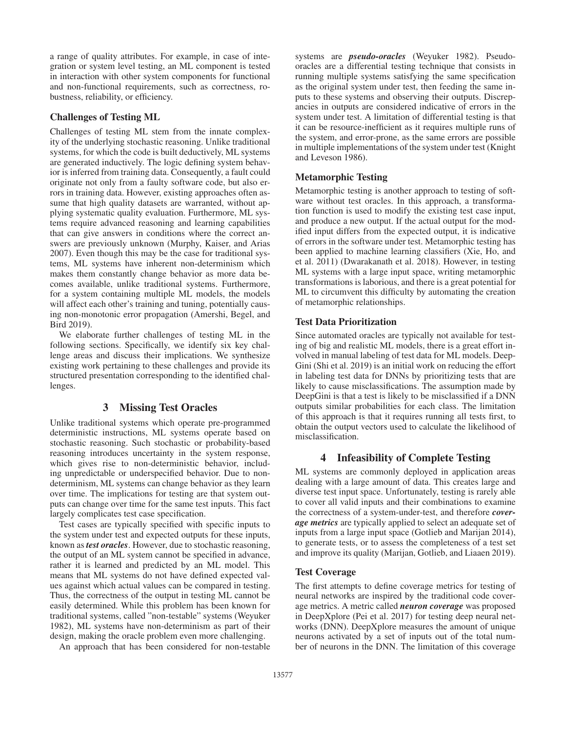a range of quality attributes. For example, in case of integration or system level testing, an ML component is tested in interaction with other system components for functional and non-functional requirements, such as correctness, robustness, reliability, or efficiency.

### Challenges of Testing ML

Challenges of testing ML stem from the innate complexity of the underlying stochastic reasoning. Unlike traditional systems, for which the code is built deductively, ML systems are generated inductively. The logic defining system behavior is inferred from training data. Consequently, a fault could originate not only from a faulty software code, but also errors in training data. However, existing approaches often assume that high quality datasets are warranted, without applying systematic quality evaluation. Furthermore, ML systems require advanced reasoning and learning capabilities that can give answers in conditions where the correct answers are previously unknown (Murphy, Kaiser, and Arias 2007). Even though this may be the case for traditional systems, ML systems have inherent non-determinism which makes them constantly change behavior as more data becomes available, unlike traditional systems. Furthermore, for a system containing multiple ML models, the models will affect each other's training and tuning, potentially causing non-monotonic error propagation (Amershi, Begel, and Bird 2019).

We elaborate further challenges of testing ML in the following sections. Specifically, we identify six key challenge areas and discuss their implications. We synthesize existing work pertaining to these challenges and provide its structured presentation corresponding to the identified challenges.

## 3 Missing Test Oracles

Unlike traditional systems which operate pre-programmed deterministic instructions, ML systems operate based on stochastic reasoning. Such stochastic or probability-based reasoning introduces uncertainty in the system response, which gives rise to non-deterministic behavior, including unpredictable or underspecified behavior. Due to non-determinism, ML systems can change behavior as they learn over time. The implications for testing are that system outputs can change over time for the same test inputs. This fact largely complicates test case specification.

Test cases are typically specified with specific inputs to the system under test and expected outputs for these inputs, known as ***test oracles***. However, due to stochastic reasoning, the output of an ML system cannot be specified in advance, rather it is learned and predicted by an ML model. This means that ML systems do not have defined expected values against which actual values can be compared in testing. Thus, the correctness of the output in testing ML cannot be easily determined. While this problem has been known for traditional systems, called "non-testable" systems (Weyuker 1982), ML systems have non-determinism as part of their design, making the oracle problem even more challenging.

An approach that has been considered for non-testable systems are ***pseudo-oracles*** (Weyuker 1982). Pseudo-oracles are a differential testing technique that consists in running multiple systems satisfying the same specification as the original system under test, then feeding the same inputs to these systems and observing their outputs. Discrepancies in outputs are considered indicative of errors in the system under test. A limitation of differential testing is that it can be resource-inefficient as it requires multiple runs of the system, and error-prone, as the same errors are possible in multiple implementations of the system under test (Knight and Leveson 1986).

### Metamorphic Testing

Metamorphic testing is another approach to testing of software without test oracles. In this approach, a transformation function is used to modify the existing test case input, and produce a new output. If the actual output for the modified input differs from the expected output, it is indicative of errors in the software under test. Metamorphic testing has been applied to machine learning classifiers (Xie, Ho, and et al. 2011) (Dwarakanath et al. 2018). However, in testing ML systems with a large input space, writing metamorphic transformations is laborious, and there is a great potential for ML to circumvent this difficulty by automating the creation of metamorphic relationships.

### Test Data Prioritization

Since automated oracles are typically not available for testing of big and realistic ML models, there is a great effort involved in manual labeling of test data for ML models. DeepGini (Shi et al. 2019) is an initial work on reducing the effort in labeling test data for DNNs by prioritizing tests that are likely to cause misclassifications. The assumption made by DeepGini is that a test is likely to be misclassified if a DNN outputs similar probabilities for each class. The limitation of this approach is that it requires running all tests first, to obtain the output vectors used to calculate the likelihood of misclassification.

## 4 Infeasibility of Complete Testing

ML systems are commonly deployed in application areas dealing with a large amount of data. This creates large and diverse test input space. Unfortunately, testing is rarely able to cover all valid inputs and their combinations to examine the correctness of a system-under-test, and therefore ***coverage metrics*** are typically applied to select an adequate set of inputs from a large input space (Gotlieb and Marijan 2014), to generate tests, or to assess the completeness of a test set and improve its quality (Marijan, Gotlieb, and Liaaen 2019).

### Test Coverage

The first attempts to define coverage metrics for testing of neural networks are inspired by the traditional code coverage metrics. A metric called ***neuron coverage*** was proposed in DeepXplore (Pei et al. 2017) for testing deep neural networks (DNN). DeepXplore measures the amount of unique neurons activated by a set of inputs out of the total number of neurons in the DNN. The limitation of this coverage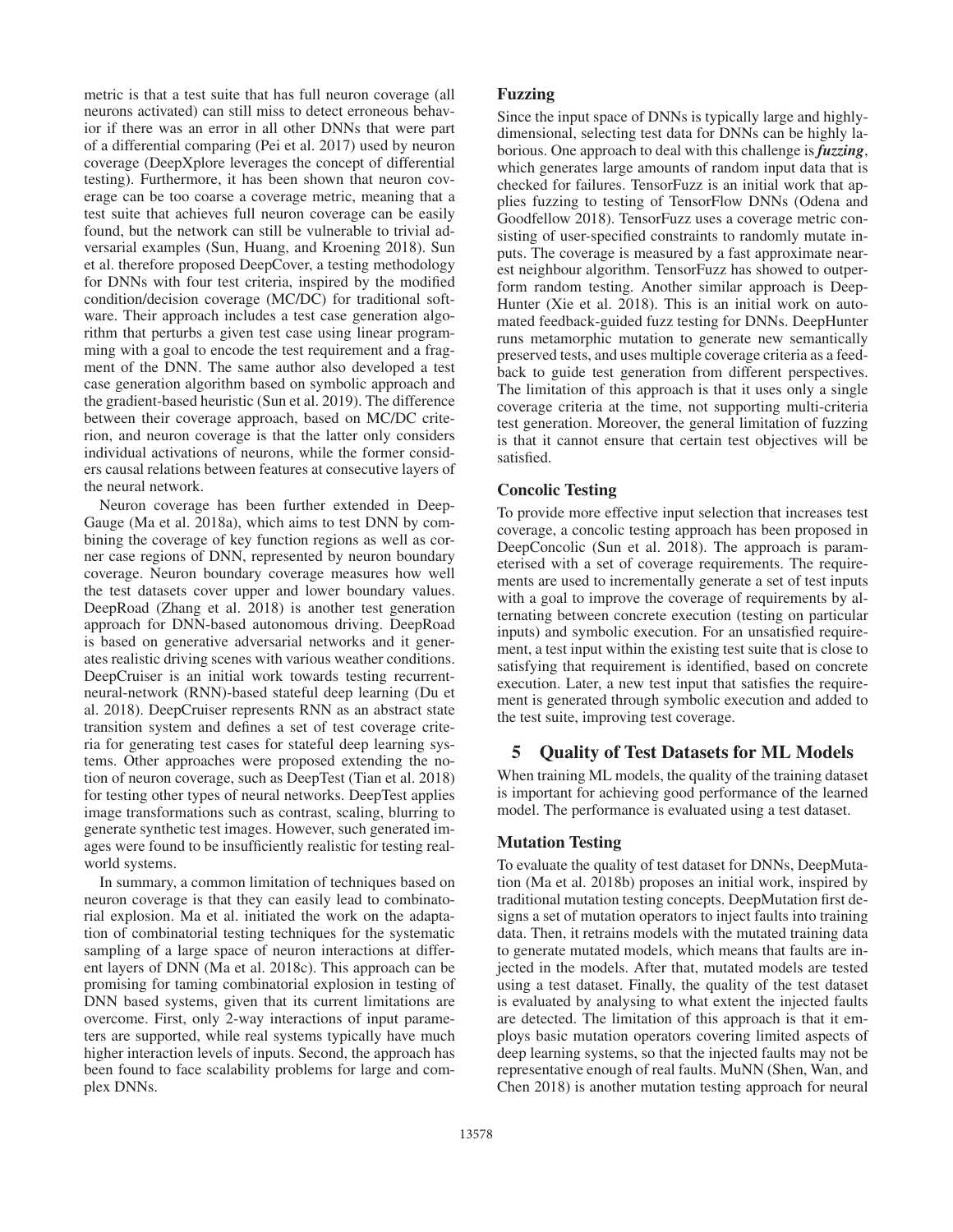metric is that a test suite that has full neuron coverage (all neurons activated) can still miss to detect erroneous behavior if there was an error in all other DNNs that were part of a differential comparing (Pei et al. 2017) used by neuron coverage (DeepXplore leverages the concept of differential testing). Furthermore, it has been shown that neuron coverage can be too coarse a coverage metric, meaning that a test suite that achieves full neuron coverage can be easily found, but the network can still be vulnerable to trivial adversarial examples (Sun, Huang, and Kroening 2018). Sun et al. therefore proposed DeepCover, a testing methodology for DNNs with four test criteria, inspired by the modified condition/decision coverage (MC/DC) for traditional software. Their approach includes a test case generation algorithm that perturbs a given test case using linear programming with a goal to encode the test requirement and a fragment of the DNN. The same author also developed a test case generation algorithm based on symbolic approach and the gradient-based heuristic (Sun et al. 2019). The difference between their coverage approach, based on MC/DC criterion, and neuron coverage is that the latter only considers individual activations of neurons, while the former considers causal relations between features at consecutive layers of the neural network.

Neuron coverage has been further extended in DeepGauge (Ma et al. 2018a), which aims to test DNN by combining the coverage of key function regions as well as corner case regions of DNN, represented by neuron boundary coverage. Neuron boundary coverage measures how well the test datasets cover upper and lower boundary values. DeepRoad (Zhang et al. 2018) is another test generation approach for DNN-based autonomous driving. DeepRoad is based on generative adversarial networks and it generates realistic driving scenes with various weather conditions. DeepCruiser is an initial work towards testing recurrent-neural-network (RNN)-based stateful deep learning (Du et al. 2018). DeepCruiser represents RNN as an abstract state transition system and defines a set of test coverage criteria for generating test cases for stateful deep learning systems. Other approaches were proposed extending the notion of neuron coverage, such as DeepTest (Tian et al. 2018) for testing other types of neural networks. DeepTest applies image transformations such as contrast, scaling, blurring to generate synthetic test images. However, such generated images were found to be insufficiently realistic for testing real-world systems.

In summary, a common limitation of techniques based on neuron coverage is that they can easily lead to combinatorial explosion. Ma et al. initiated the work on the adaptation of combinatorial testing techniques for the systematic sampling of a large space of neuron interactions at different layers of DNN (Ma et al. 2018c). This approach can be promising for taming combinatorial explosion in testing of DNN based systems, given that its current limitations are overcome. First, only 2-way interactions of input parameters are supported, while real systems typically have much higher interaction levels of inputs. Second, the approach has been found to face scalability problems for large and complex DNNs.

### Fuzzing

Since the input space of DNNs is typically large and highly-dimensional, selecting test data for DNNs can be highly laborious. One approach to deal with this challenge is ***fuzzing***, which generates large amounts of random input data that is checked for failures. TensorFuzz is an initial work that applies fuzzing to testing of TensorFlow DNNs (Odena and Goodfellow 2018). TensorFuzz uses a coverage metric consisting of user-specified constraints to randomly mutate inputs. The coverage is measured by a fast approximate nearest neighbour algorithm. TensorFuzz has showed to outperform random testing. Another similar approach is DeepHunter (Xie et al. 2018). This is an initial work on automated feedback-guided fuzz testing for DNNs. DeepHunter runs metamorphic mutation to generate new semantically preserved tests, and uses multiple coverage criteria as a feedback to guide test generation from different perspectives. The limitation of this approach is that it uses only a single coverage criteria at the time, not supporting multi-criteria test generation. Moreover, the general limitation of fuzzing is that it cannot ensure that certain test objectives will be satisfied.

### Concolic Testing

To provide more effective input selection that increases test coverage, a concolic testing approach has been proposed in DeepConcolic (Sun et al. 2018). The approach is parameterised with a set of coverage requirements. The requirements are used to incrementally generate a set of test inputs with a goal to improve the coverage of requirements by alternating between concrete execution (testing on particular inputs) and symbolic execution. For an unsatisfied requirement, a test input within the existing test suite that is close to satisfying that requirement is identified, based on concrete execution. Later, a new test input that satisfies the requirement is generated through symbolic execution and added to the test suite, improving test coverage.

## 5 Quality of Test Datasets for ML Models

When training ML models, the quality of the training dataset is important for achieving good performance of the learned model. The performance is evaluated using a test dataset.

### Mutation Testing

To evaluate the quality of test dataset for DNNs, DeepMutation (Ma et al. 2018b) proposes an initial work, inspired by traditional mutation testing concepts. DeepMutation first designs a set of mutation operators to inject faults into training data. Then, it retrains models with the mutated training data to generate mutated models, which means that faults are injected in the models. After that, mutated models are tested using a test dataset. Finally, the quality of the test dataset is evaluated by analysing to what extent the injected faults are detected. The limitation of this approach is that it employs basic mutation operators covering limited aspects of deep learning systems, so that the injected faults may not be representative enough of real faults. MuNN (Shen, Wan, and Chen 2018) is another mutation testing approach for neural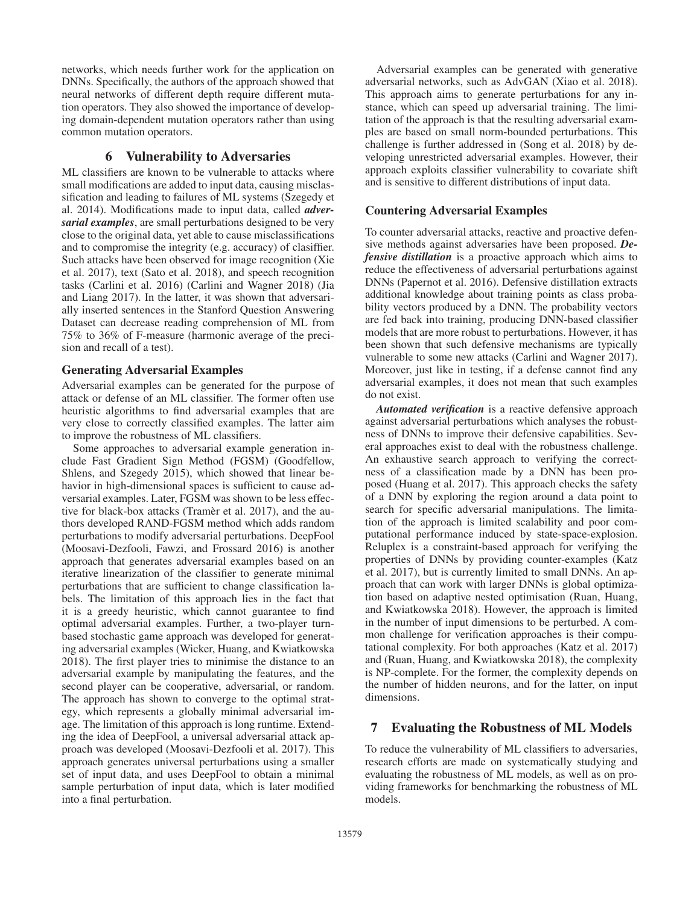networks, which needs further work for the application on DNNs. Specifically, the authors of the approach showed that neural networks of different depth require different mutation operators. They also showed the importance of developing domain-dependent mutation operators rather than using common mutation operators.

## 6 Vulnerability to Adversaries

ML classifiers are known to be vulnerable to attacks where small modifications are added to input data, causing misclassification and leading to failures of ML systems (Szegedy et al. 2014). Modifications made to input data, called ***adversarial examples***, are small perturbations designed to be very close to the original data, yet able to cause misclassifications and to compromise the integrity (e.g. accuracy) of classiffier. Such attacks have been observed for image recognition (Xie et al. 2017), text (Sato et al. 2018), and speech recognition tasks (Carlini et al. 2016) (Carlini and Wagner 2018) (Jia and Liang 2017). In the latter, it was shown that adversarially inserted sentences in the Stanford Question Answering Dataset can decrease reading comprehension of ML from 75% to 36% of F-measure (harmonic average of the precision and recall of a test).

### Generating Adversarial Examples

Adversarial examples can be generated for the purpose of attack or defense of an ML classifier. The former often use heuristic algorithms to find adversarial examples that are very close to correctly classified examples. The latter aim to improve the robustness of ML classifiers.

Some approaches to adversarial example generation include Fast Gradient Sign Method (FGSM) (Goodfellow, Shlens, and Szegedy 2015), which showed that linear behavior in high-dimensional spaces is sufficient to cause adversarial examples. Later, FGSM was shown to be less effective for black-box attacks (Tramèr et al. 2017), and the authors developed RAND-FGSM method which adds random perturbations to modify adversarial perturbations. DeepFool (Moosavi-Dezfooli, Fawzi, and Frossard 2016) is another approach that generates adversarial examples based on an iterative linearization of the classifier to generate minimal perturbations that are sufficient to change classification labels. The limitation of this approach lies in the fact that it is a greedy heuristic, which cannot guarantee to find optimal adversarial examples. Further, a two-player turn-based stochastic game approach was developed for generating adversarial examples (Wicker, Huang, and Kwiatkowska 2018). The first player tries to minimise the distance to an adversarial example by manipulating the features, and the second player can be cooperative, adversarial, or random. The approach has shown to converge to the optimal strategy, which represents a globally minimal adversarial image. The limitation of this approach is long runtime. Extending the idea of DeepFool, a universal adversarial attack approach was developed (Moosavi-Dezfooli et al. 2017). This approach generates universal perturbations using a smaller set of input data, and uses DeepFool to obtain a minimal sample perturbation of input data, which is later modified into a final perturbation.

Adversarial examples can be generated with generative adversarial networks, such as AdvGAN (Xiao et al. 2018). This approach aims to generate perturbations for any instance, which can speed up adversarial training. The limitation of the approach is that the resulting adversarial examples are based on small norm-bounded perturbations. This challenge is further addressed in (Song et al. 2018) by developing unrestricted adversarial examples. However, their approach exploits classifier vulnerability to covariate shift and is sensitive to different distributions of input data.

### Countering Adversarial Examples

To counter adversarial attacks, reactive and proactive defensive methods against adversaries have been proposed. ***Defensive distillation*** is a proactive approach which aims to reduce the effectiveness of adversarial perturbations against DNNs (Papernot et al. 2016). Defensive distillation extracts additional knowledge about training points as class probability vectors produced by a DNN. The probability vectors are fed back into training, producing DNN-based classifier models that are more robust to perturbations. However, it has been shown that such defensive mechanisms are typically vulnerable to some new attacks (Carlini and Wagner 2017). Moreover, just like in testing, if a defense cannot find any adversarial examples, it does not mean that such examples do not exist.

***Automated verification*** is a reactive defensive approach against adversarial perturbations which analyses the robustness of DNNs to improve their defensive capabilities. Several approaches exist to deal with the robustness challenge. An exhaustive search approach to verifying the correctness of a classification made by a DNN has been proposed (Huang et al. 2017). This approach checks the safety of a DNN by exploring the region around a data point to search for specific adversarial manipulations. The limitation of the approach is limited scalability and poor computational performance induced by state-space-explosion. Reluplex is a constraint-based approach for verifying the properties of DNNs by providing counter-examples (Katz et al. 2017), but is currently limited to small DNNs. An approach that can work with larger DNNs is global optimization based on adaptive nested optimisation (Ruan, Huang, and Kwiatkowska 2018). However, the approach is limited in the number of input dimensions to be perturbed. A common challenge for verification approaches is their computational complexity. For both approaches (Katz et al. 2017) and (Ruan, Huang, and Kwiatkowska 2018), the complexity is NP-complete. For the former, the complexity depends on the number of hidden neurons, and for the latter, on input dimensions.

## 7 Evaluating the Robustness of ML Models

To reduce the vulnerability of ML classifiers to adversaries, research efforts are made on systematically studying and evaluating the robustness of ML models, as well as on providing frameworks for benchmarking the robustness of ML models.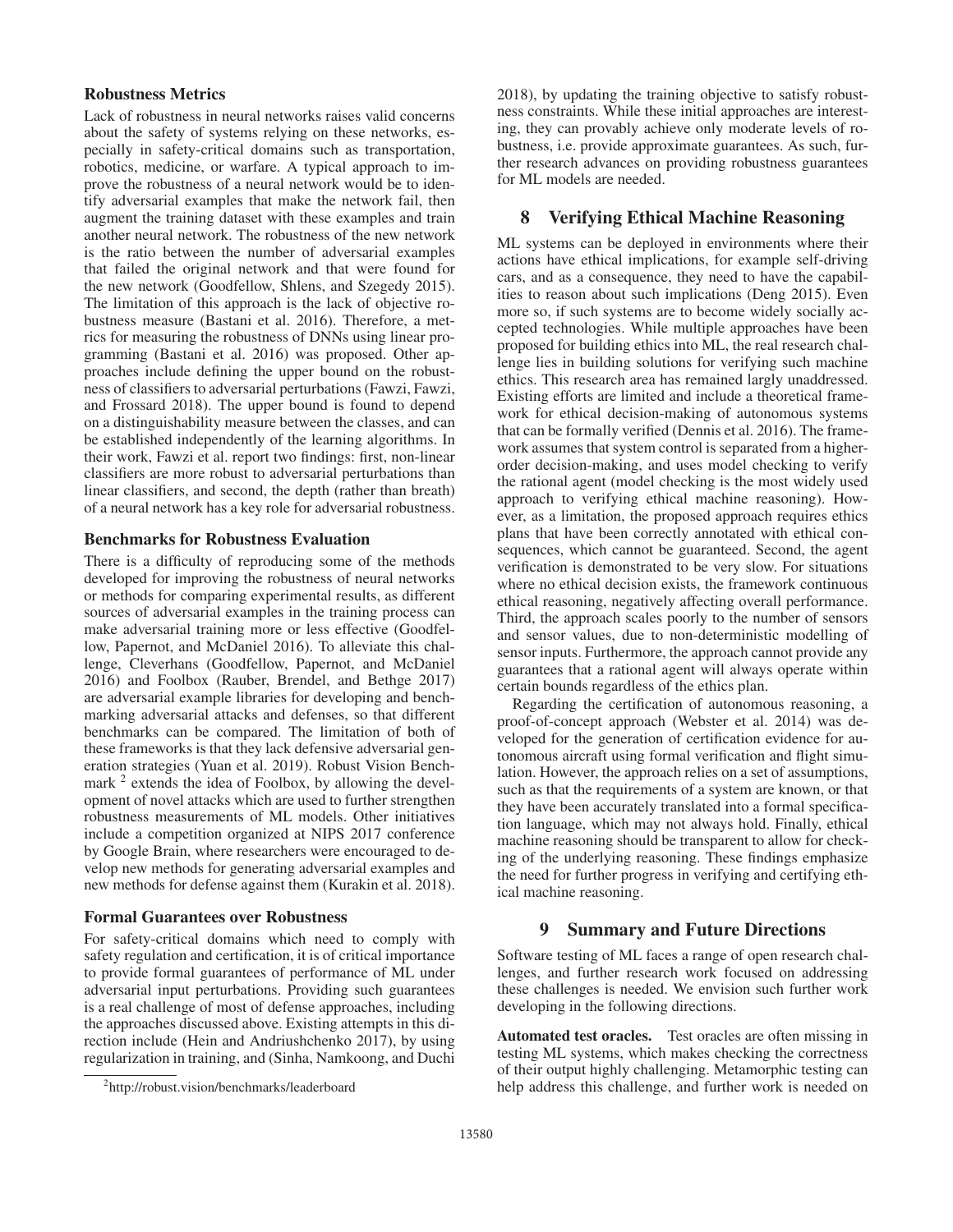### Robustness Metrics

Lack of robustness in neural networks raises valid concerns about the safety of systems relying on these networks, especially in safety-critical domains such as transportation, robotics, medicine, or warfare. A typical approach to improve the robustness of a neural network would be to identify adversarial examples that make the network fail, then augment the training dataset with these examples and train another neural network. The robustness of the new network is the ratio between the number of adversarial examples that failed the original network and that were found for the new network (Goodfellow, Shlens, and Szegedy 2015). The limitation of this approach is the lack of objective robustness measure (Bastani et al. 2016). Therefore, a metrics for measuring the robustness of DNNs using linear programming (Bastani et al. 2016) was proposed. Other approaches include defining the upper bound on the robustness of classifiers to adversarial perturbations (Fawzi, Fawzi, and Frossard 2018). The upper bound is found to depend on a distinguishability measure between the classes, and can be established independently of the learning algorithms. In their work, Fawzi et al. report two findings: first, non-linear classifiers are more robust to adversarial perturbations than linear classifiers, and second, the depth (rather than breath) of a neural network has a key role for adversarial robustness.

### Benchmarks for Robustness Evaluation

There is a difficulty of reproducing some of the methods developed for improving the robustness of neural networks or methods for comparing experimental results, as different sources of adversarial examples in the training process can make adversarial training more or less effective (Goodfellow, Papernot, and McDaniel 2016). To alleviate this challenge, Cleverhans (Goodfellow, Papernot, and McDaniel 2016) and Foolbox (Rauber, Brendel, and Bethge 2017) are adversarial example libraries for developing and benchmarking adversarial attacks and defenses, so that different benchmarks can be compared. The limitation of both of these frameworks is that they lack defensive adversarial generation strategies (Yuan et al. 2019). Robust Vision Benchmark [2] extends the idea of Foolbox, by allowing the development of novel attacks which are used to further strengthen robustness measurements of ML models. Other initiatives include a competition organized at NIPS 2017 conference by Google Brain, where researchers were encouraged to develop new methods for generating adversarial examples and new methods for defense against them (Kurakin et al. 2018).

### Formal Guarantees over Robustness

For safety-critical domains which need to comply with safety regulation and certification, it is of critical importance to provide formal guarantees of performance of ML under adversarial input perturbations. Providing such guarantees is a real challenge of most of defense approaches, including the approaches discussed above. Existing attempts in this direction include (Hein and Andriushchenko 2017), by using regularization in training, and (Sinha, Namkoong, and Duchi 2018), by updating the training objective to satisfy robustness constraints. While these initial approaches are interesting, they can provably achieve only moderate levels of robustness, i.e. provide approximate guarantees. As such, further research advances on providing robustness guarantees for ML models are needed.

[2] http://robust.vision/benchmarks/leaderboard

## 8 Verifying Ethical Machine Reasoning

ML systems can be deployed in environments where their actions have ethical implications, for example self-driving cars, and as a consequence, they need to have the capabilities to reason about such implications (Deng 2015). Even more so, if such systems are to become widely socially accepted technologies. While multiple approaches have been proposed for building ethics into ML, the real research challenge lies in building solutions for verifying such machine ethics. This research area has remained largely unaddressed. Existing efforts are limited and include a theoretical framework for ethical decision-making of autonomous systems that can be formally verified (Dennis et al. 2016). The framework assumes that system control is separated from a higher-order decision-making, and uses model checking to verify the rational agent (model checking is the most widely used approach to verifying ethical machine reasoning). However, as a limitation, the proposed approach requires ethics plans that have been correctly annotated with ethical consequences, which cannot be guaranteed. Second, the agent verification is demonstrated to be very slow. For situations where no ethical decision exists, the framework continuous ethical reasoning, negatively affecting overall performance. Third, the approach scales poorly to the number of sensors and sensor values, due to non-deterministic modelling of sensor inputs. Furthermore, the approach cannot provide any guarantees that a rational agent will always operate within certain bounds regardless of the ethics plan.

Regarding the certification of autonomous reasoning, a proof-of-concept approach (Webster et al. 2014) was developed for the generation of certification evidence for autonomous aircraft using formal verification and flight simulation. However, the approach relies on a set of assumptions, such as that the requirements of a system are known, or that they have been accurately translated into a formal specification language, which may not always hold. Finally, ethical machine reasoning should be transparent to allow for checking of the underlying reasoning. These findings emphasize the need for further progress in verifying and certifying ethical machine reasoning.

## 9 Summary and Future Directions

Software testing of ML faces a range of open research challenges, and further research work focused on addressing these challenges is needed. We envision such further work developing in the following directions.

**Automated test oracles.** Test oracles are often missing in testing ML systems, which makes checking the correctness of their output highly challenging. Metamorphic testing can help address this challenge, and further work is needed on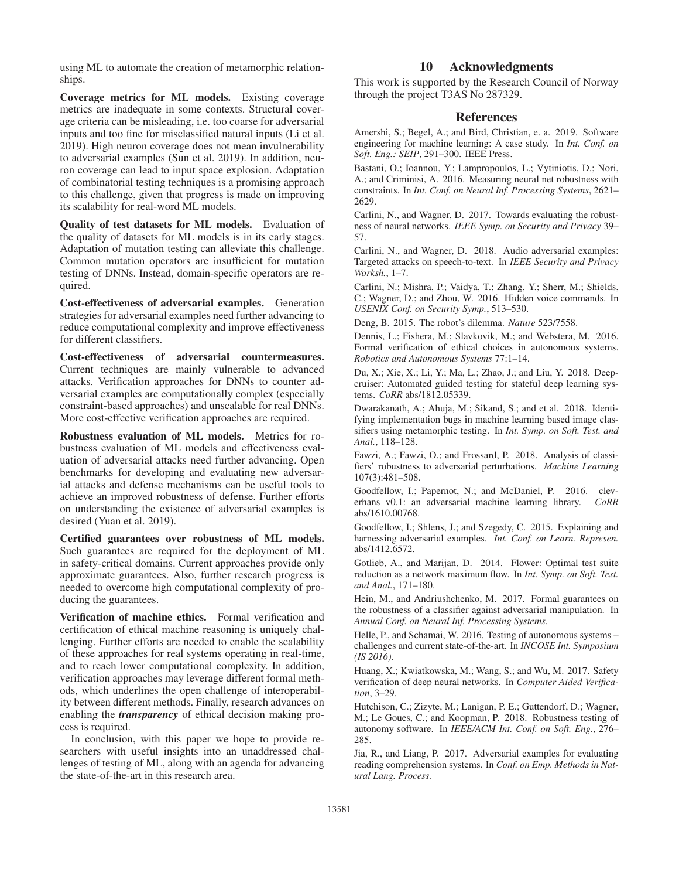using ML to automate the creation of metamorphic relationships.

**Coverage metrics for ML models.** Existing coverage metrics are inadequate in some contexts. Structural coverage criteria can be misleading, i.e. too coarse for adversarial inputs and too fine for misclassified natural inputs (Li et al. 2019). High neuron coverage does not mean invulnerability to adversarial examples (Sun et al. 2019). In addition, neuron coverage can lead to input space explosion. Adaptation of combinatorial testing techniques is a promising approach to this challenge, given that progress is made on improving its scalability for real-word ML models.

**Quality of test datasets for ML models.** Evaluation of the quality of datasets for ML models is in its early stages. Adaptation of mutation testing can alleviate this challenge. Common mutation operators are insufficient for mutation testing of DNNs. Instead, domain-specific operators are required.

**Cost-effectiveness of adversarial examples.** Generation strategies for adversarial examples need further advancing to reduce computational complexity and improve effectiveness for different classifiers.

**Cost-effectiveness of adversarial countermeasures.** Current techniques are mainly vulnerable to advanced attacks. Verification approaches for DNNs to counter adversarial examples are computationally complex (especially constraint-based approaches) and unscalable for real DNNs. More cost-effective verification approaches are required.

**Robustness evaluation of ML models.** Metrics for robustness evaluation of ML models and effectiveness evaluation of adversarial attacks need further advancing. Open benchmarks for developing and evaluating new adversarial attacks and defense mechanisms can be useful tools to achieve an improved robustness of defense. Further efforts on understanding the existence of adversarial examples is desired (Yuan et al. 2019).

**Certified guarantees over robustness of ML models.** Such guarantees are required for the deployment of ML in safety-critical domains. Current approaches provide only approximate guarantees. Also, further research progress is needed to overcome high computational complexity of producing the guarantees.

**Verification of machine ethics.** Formal verification and certification of ethical machine reasoning is uniquely challenging. Further efforts are needed to enable the scalability of these approaches for real systems operating in real-time, and to reach lower computational complexity. In addition, verification approaches may leverage different formal methods, which underlines the open challenge of interoperability between different methods. Finally, research advances on enabling the ***transparency*** of ethical decision making process is required.

In conclusion, with this paper we hope to provide researchers with useful insights into an unaddressed challenges of testing of ML, along with an agenda for advancing the state-of-the-art in this research area.

## 10 Acknowledgments

This work is supported by the Research Council of Norway through the project T3AS No 287329.

## References

Amershi, S.; Begel, A.; and Bird, Christian, e. a. 2019. Software engineering for machine learning: A case study. In *Int. Conf. on Soft. Eng.: SEIP*, 291–300. IEEE Press.

Bastani, O.; Ioannou, Y.; Lampropoulos, L.; Vytiniotis, D.; Nori, A.; and Criminisi, A. 2016. Measuring neural net robustness with constraints. In *Int. Conf. on Neural Inf. Processing Systems*, 2621–2629.

Carlini, N., and Wagner, D. 2017. Towards evaluating the robustness of neural networks. *IEEE Symp. on Security and Privacy* 39–57.

Carlini, N., and Wagner, D. 2018. Audio adversarial examples: Targeted attacks on speech-to-text. In *IEEE Security and Privacy Worksh.*, 1–7.

Carlini, N.; Mishra, P.; Vaidya, T.; Zhang, Y.; Sherr, M.; Shields, C.; Wagner, D.; and Zhou, W. 2016. Hidden voice commands. In *USENIX Conf. on Security Symp.*, 513–530.

Deng, B. 2015. The robot's dilemma. *Nature* 523/7558.

Dennis, L.; Fishera, M.; Slavkovik, M.; and Webstera, M. 2016. Formal verification of ethical choices in autonomous systems. *Robotics and Autonomous Systems* 77:1–14.

Du, X.; Xie, X.; Li, Y.; Ma, L.; Zhao, J.; and Liu, Y. 2018. Deepcruiser: Automated guided testing for stateful deep learning systems. *CoRR* abs/1812.05339.

Dwarakanath, A.; Ahuja, M.; Sikand, S.; and et al. 2018. Identifying implementation bugs in machine learning based image classifiers using metamorphic testing. In *Int. Symp. on Soft. Test. and Anal.*, 118–128.

Fawzi, A.; Fawzi, O.; and Frossard, P. 2018. Analysis of classifiers' robustness to adversarial perturbations. *Machine Learning* 107(3):481–508.

Goodfellow, I.; Papernot, N.; and McDaniel, P. 2016. cleverhans v0.1: an adversarial machine learning library. *CoRR* abs/1610.00768.

Goodfellow, I.; Shlens, J.; and Szegedy, C. 2015. Explaining and harnessing adversarial examples. *Int. Conf. on Learn. Represen.* abs/1412.6572.

Gotlieb, A., and Marijan, D. 2014. Flower: Optimal test suite reduction as a network maximum flow. In *Int. Symp. on Soft. Test. and Anal.*, 171–180.

Hein, M., and Andriushchenko, M. 2017. Formal guarantees on the robustness of a classifier against adversarial manipulation. In *Annual Conf. on Neural Inf. Processing Systems*.

Helle, P., and Schamai, W. 2016. Testing of autonomous systems – challenges and current state-of-the-art. In *INCOSE Int. Symposium (IS 2016)*.

Huang, X.; Kwiatkowska, M.; Wang, S.; and Wu, M. 2017. Safety verification of deep neural networks. In *Computer Aided Verification*, 3–29.

Hutchison, C.; Zizyte, M.; Lanigan, P. E.; Guttendorf, D.; Wagner, M.; Le Goues, C.; and Koopman, P. 2018. Robustness testing of autonomy software. In *IEEE/ACM Int. Conf. on Soft. Eng.*, 276–285.

Jia, R., and Liang, P. 2017. Adversarial examples for evaluating reading comprehension systems. In *Conf. on Emp. Methods in Natural Lang. Process.*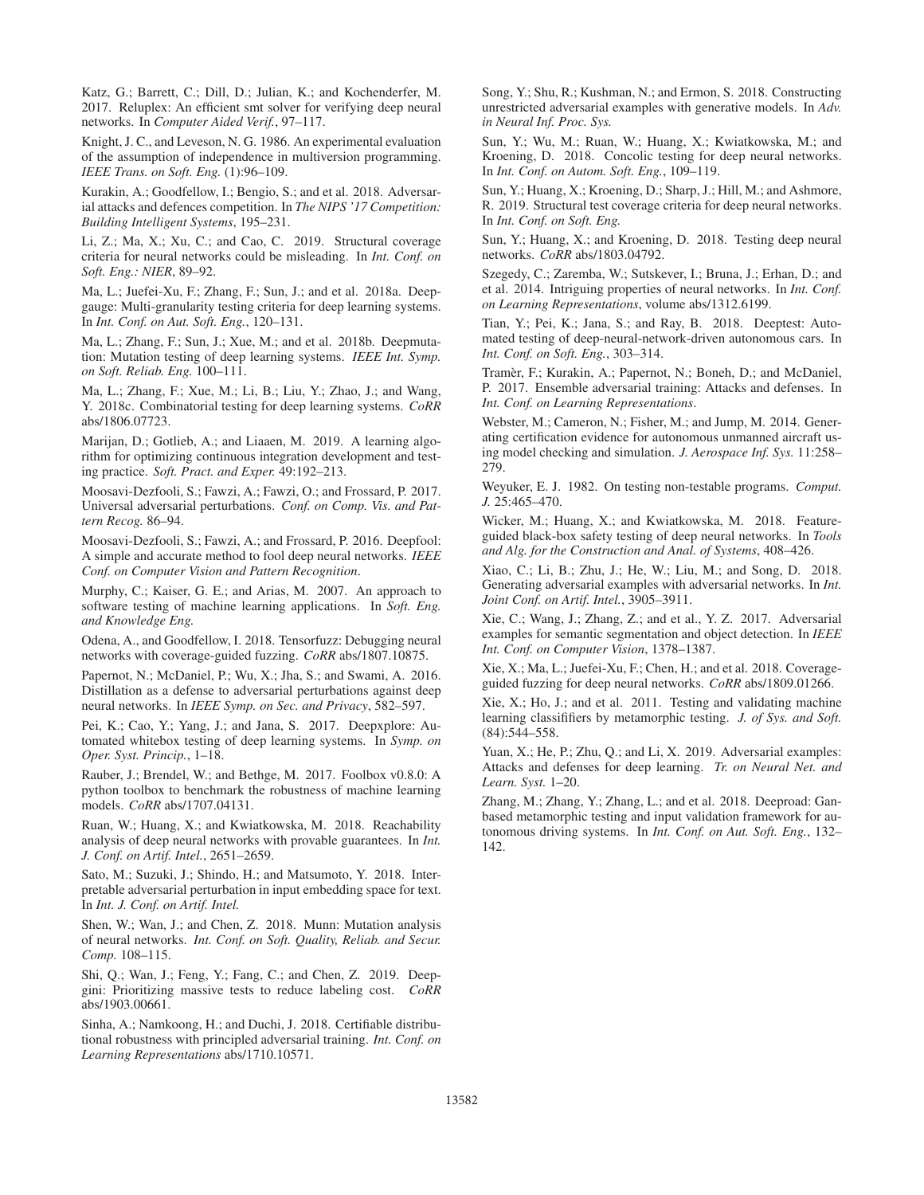Katz, G.; Barrett, C.; Dill, D.; Julian, K.; and Kochenderfer, M. 2017. Reluplex: An efficient smt solver for verifying deep neural networks. In *Computer Aided Verif.*, 97–117.

Knight, J. C., and Leveson, N. G. 1986. An experimental evaluation of the assumption of independence in multiversion programming. *IEEE Trans. on Soft. Eng.* (1):96–109.

Kurakin, A.; Goodfellow, I.; Bengio, S.; and et al. 2018. Adversarial attacks and defences competition. In *The NIPS '17 Competition: Building Intelligent Systems*, 195–231.

Li, Z.; Ma, X.; Xu, C.; and Cao, C. 2019. Structural coverage criteria for neural networks could be misleading. In *Int. Conf. on Soft. Eng.: NIER*, 89–92.

Ma, L.; Juefei-Xu, F.; Zhang, F.; Sun, J.; and et al. 2018a. Deepgauge: Multi-granularity testing criteria for deep learning systems. In *Int. Conf. on Aut. Soft. Eng.*, 120–131.

Ma, L.; Zhang, F.; Sun, J.; Xue, M.; and et al. 2018b. Deepmutation: Mutation testing of deep learning systems. *IEEE Int. Symp. on Soft. Reliab. Eng.* 100–111.

Ma, L.; Zhang, F.; Xue, M.; Li, B.; Liu, Y.; Zhao, J.; and Wang, Y. 2018c. Combinatorial testing for deep learning systems. *CoRR* abs/1806.07723.

Marijan, D.; Gotlieb, A.; and Liaaen, M. 2019. A learning algorithm for optimizing continuous integration development and testing practice. *Soft. Pract. and Exper.* 49:192–213.

Moosavi-Dezfooli, S.; Fawzi, A.; Fawzi, O.; and Frossard, P. 2017. Universal adversarial perturbations. *Conf. on Comp. Vis. and Pattern Recog.* 86–94.

Moosavi-Dezfooli, S.; Fawzi, A.; and Frossard, P. 2016. Deepfool: A simple and accurate method to fool deep neural networks. *IEEE Conf. on Computer Vision and Pattern Recognition*.

Murphy, C.; Kaiser, G. E.; and Arias, M. 2007. An approach to software testing of machine learning applications. In *Soft. Eng. and Knowledge Eng.*

Odena, A., and Goodfellow, I. 2018. Tensorfuzz: Debugging neural networks with coverage-guided fuzzing. *CoRR* abs/1807.10875.

Papernot, N.; McDaniel, P.; Wu, X.; Jha, S.; and Swami, A. 2016. Distillation as a defense to adversarial perturbations against deep neural networks. In *IEEE Symp. on Sec. and Privacy*, 582–597.

Pei, K.; Cao, Y.; Yang, J.; and Jana, S. 2017. Deepxplore: Automated whitebox testing of deep learning systems. In *Symp. on Oper. Syst. Princip.*, 1–18.

Rauber, J.; Brendel, W.; and Bethge, M. 2017. Foolbox v0.8.0: A python toolbox to benchmark the robustness of machine learning models. *CoRR* abs/1707.04131.

Ruan, W.; Huang, X.; and Kwiatkowska, M. 2018. Reachability analysis of deep neural networks with provable guarantees. In *Int. J. Conf. on Artif. Intel.*, 2651–2659.

Sato, M.; Suzuki, J.; Shindo, H.; and Matsumoto, Y. 2018. Interpretable adversarial perturbation in input embedding space for text. In *Int. J. Conf. on Artif. Intel.*

Shen, W.; Wan, J.; and Chen, Z. 2018. Munn: Mutation analysis of neural networks. *Int. Conf. on Soft. Quality, Reliab. and Secur. Comp.* 108–115.

Shi, Q.; Wan, J.; Feng, Y.; Fang, C.; and Chen, Z. 2019. Deepgini: Prioritizing massive tests to reduce labeling cost. *CoRR* abs/1903.00661.

Sinha, A.; Namkoong, H.; and Duchi, J. 2018. Certifiable distributional robustness with principled adversarial training. *Int. Conf. on Learning Representations* abs/1710.10571.

Song, Y.; Shu, R.; Kushman, N.; and Ermon, S. 2018. Constructing unrestricted adversarial examples with generative models. In *Adv. in Neural Inf. Proc. Sys.*

Sun, Y.; Wu, M.; Ruan, W.; Huang, X.; Kwiatkowska, M.; and Kroening, D. 2018. Concolic testing for deep neural networks. In *Int. Conf. on Autom. Soft. Eng.*, 109–119.

Sun, Y.; Huang, X.; Kroening, D.; Sharp, J.; Hill, M.; and Ashmore, R. 2019. Structural test coverage criteria for deep neural networks. In *Int. Conf. on Soft. Eng.*

Sun, Y.; Huang, X.; and Kroening, D. 2018. Testing deep neural networks. *CoRR* abs/1803.04792.

Szegedy, C.; Zaremba, W.; Sutskever, I.; Bruna, J.; Erhan, D.; and et al. 2014. Intriguing properties of neural networks. In *Int. Conf. on Learning Representations*, volume abs/1312.6199.

Tian, Y.; Pei, K.; Jana, S.; and Ray, B. 2018. Deeptest: Automated testing of deep-neural-network-driven autonomous cars. In *Int. Conf. on Soft. Eng.*, 303–314.

Tramèr, F.; Kurakin, A.; Papernot, N.; Boneh, D.; and McDaniel, P. 2017. Ensemble adversarial training: Attacks and defenses. In *Int. Conf. on Learning Representations*.

Webster, M.; Cameron, N.; Fisher, M.; and Jump, M. 2014. Generating certification evidence for autonomous unmanned aircraft using model checking and simulation. *J. Aerospace Inf. Sys.* 11:258–279.

Weyuker, E. J. 1982. On testing non-testable programs. *Comput. J.* 25:465–470.

Wicker, M.; Huang, X.; and Kwiatkowska, M. 2018. Feature-guided black-box safety testing of deep neural networks. In *Tools and Alg. for the Construction and Anal. of Systems*, 408–426.

Xiao, C.; Li, B.; Zhu, J.; He, W.; Liu, M.; and Song, D. 2018. Generating adversarial examples with adversarial networks. In *Int. Joint Conf. on Artif. Intel.*, 3905–3911.

Xie, C.; Wang, J.; Zhang, Z.; and et al., Y. Z. 2017. Adversarial examples for semantic segmentation and object detection. In *IEEE Int. Conf. on Computer Vision*, 1378–1387.

Xie, X.; Ma, L.; Juefei-Xu, F.; Chen, H.; and et al. 2018. Coverage-guided fuzzing for deep neural networks. *CoRR* abs/1809.01266.

Xie, X.; Ho, J.; and et al. 2011. Testing and validating machine learning classifiers by metamorphic testing. *J. of Sys. and Soft.* (84):544–558.

Yuan, X.; He, P.; Zhu, Q.; and Li, X. 2019. Adversarial examples: Attacks and defenses for deep learning. *Tr. on Neural Net. and Learn. Syst.* 1–20.

Zhang, M.; Zhang, Y.; Zhang, L.; and et al. 2018. Deeproad: Gan-based metamorphic testing and input validation framework for autonomous driving systems. In *Int. Conf. on Aut. Soft. Eng.*, 132–142.